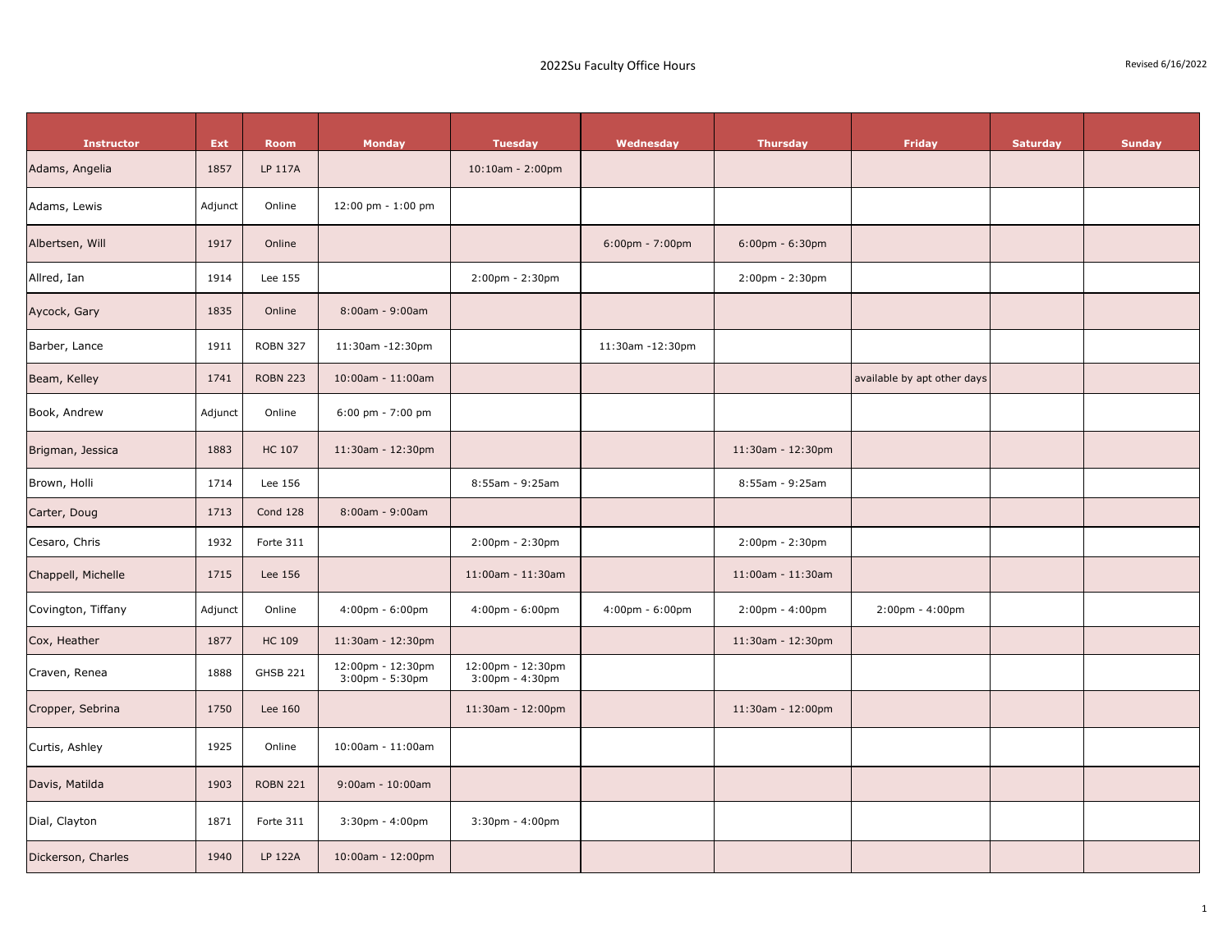# 2022Su Faculty Office Hours

Revised 6/16/2022

| Instructor | Ext | Room | Monday | Tuesday | Wednesday | Thursday | Friday | Saturday | Sunday |
|---|---|---|---|---|---|---|---|---|---|
| Adams, Angelia | 1857 | LP 117A | | 10:10am - 2:00pm | | | | | |
| Adams, Lewis | Adjunct | Online | 12:00 pm - 1:00 pm | | | | | | |
| Albertsen, Will | 1917 | Online | | | 6:00pm - 7:00pm | 6:00pm - 6:30pm | | | |
| Allred, Ian | 1914 | Lee 155 | | 2:00pm - 2:30pm | | 2:00pm - 2:30pm | | | |
| Aycock, Gary | 1835 | Online | 8:00am - 9:00am | | | | | | |
| Barber, Lance | 1911 | ROBN 327 | 11:30am -12:30pm | | 11:30am -12:30pm | | | | |
| Beam, Kelley | 1741 | ROBN 223 | 10:00am - 11:00am | | | | available by apt other days | | |
| Book, Andrew | Adjunct | Online | 6:00 pm - 7:00 pm | | | | | | |
| Brigman, Jessica | 1883 | HC 107 | 11:30am - 12:30pm | | | 11:30am - 12:30pm | | | |
| Brown, Holli | 1714 | Lee 156 | | 8:55am - 9:25am | | 8:55am - 9:25am | | | |
| Carter, Doug | 1713 | Cond 128 | 8:00am - 9:00am | | | | | | |
| Cesaro, Chris | 1932 | Forte 311 | | 2:00pm - 2:30pm | | 2:00pm - 2:30pm | | | |
| Chappell, Michelle | 1715 | Lee 156 | | 11:00am - 11:30am | | 11:00am - 11:30am | | | |
| Covington, Tiffany | Adjunct | Online | 4:00pm - 6:00pm | 4:00pm - 6:00pm | 4:00pm - 6:00pm | 2:00pm - 4:00pm | 2:00pm - 4:00pm | | |
| Cox, Heather | 1877 | HC 109 | 11:30am - 12:30pm | | | 11:30am - 12:30pm | | | |
| Craven, Renea | 1888 | GHSB 221 | 12:00pm - 12:30pm 3:00pm - 5:30pm | 12:00pm - 12:30pm 3:00pm - 4:30pm | | | | | |
| Cropper, Sebrina | 1750 | Lee 160 | | 11:30am - 12:00pm | | 11:30am - 12:00pm | | | |
| Curtis, Ashley | 1925 | Online | 10:00am - 11:00am | | | | | | |
| Davis, Matilda | 1903 | ROBN 221 | 9:00am - 10:00am | | | | | | |
| Dial, Clayton | 1871 | Forte 311 | 3:30pm - 4:00pm | 3:30pm - 4:00pm | | | | | |
| Dickerson, Charles | 1940 | LP 122A | 10:00am - 12:00pm | | | | | | |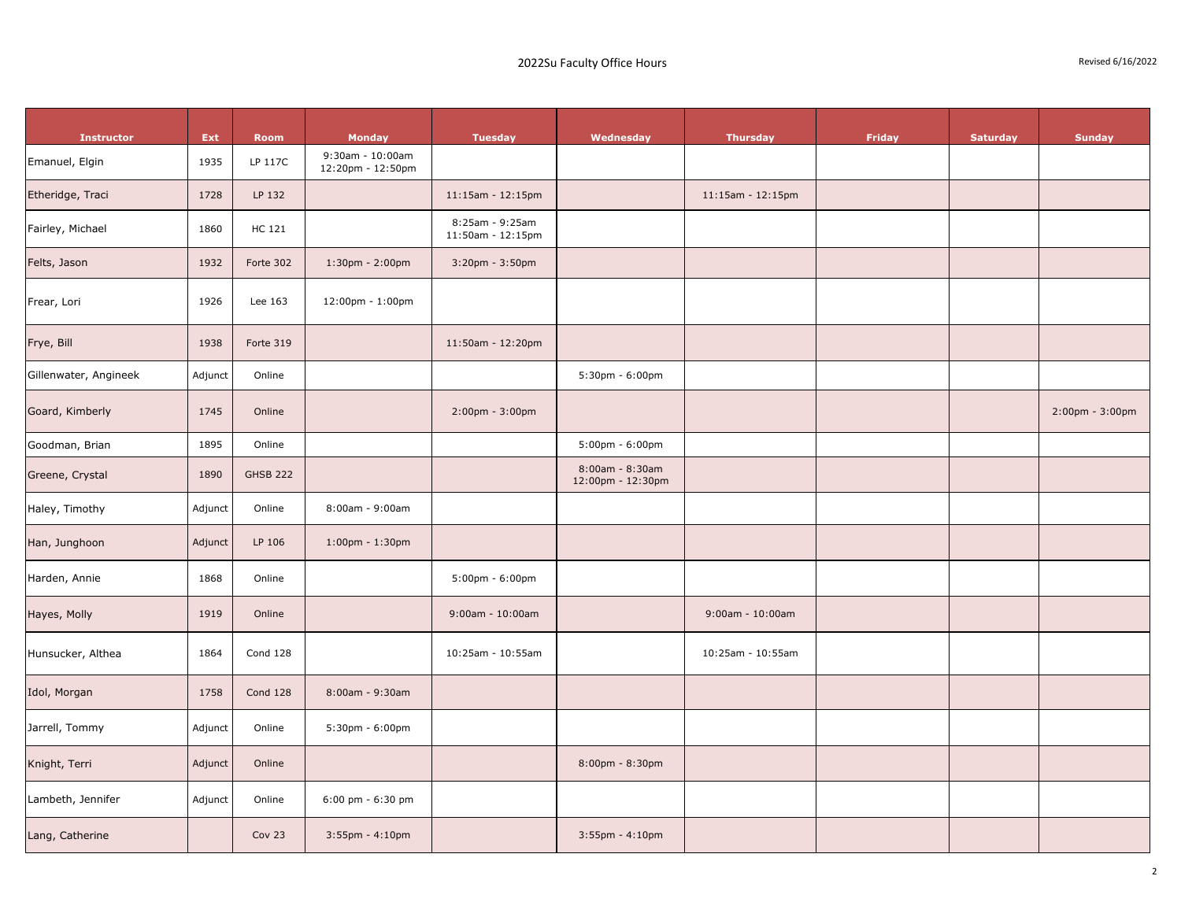2022Su Faculty Office Hours

Revised 6/16/2022

| Instructor | Ext | Room | Monday | Tuesday | Wednesday | Thursday | Friday | Saturday | Sunday |
|---|---|---|---|---|---|---|---|---|---|
| Emanuel, Elgin | 1935 | LP 117C | 9:30am - 10:00am<br>12:20pm - 12:50pm | | | | | | |
| Etheridge, Traci | 1728 | LP 132 | | 11:15am - 12:15pm | | 11:15am - 12:15pm | | | |
| Fairley, Michael | 1860 | HC 121 | | 8:25am - 9:25am<br>11:50am - 12:15pm | | | | | |
| Felts, Jason | 1932 | Forte 302 | 1:30pm - 2:00pm | 3:20pm - 3:50pm | | | | | |
| Frear, Lori | 1926 | Lee 163 | 12:00pm - 1:00pm | | | | | | |
| Frye, Bill | 1938 | Forte 319 | | 11:50am - 12:20pm | | | | | |
| Gillenwater, Angineek | Adjunct | Online | | | 5:30pm - 6:00pm | | | | |
| Goard, Kimberly | 1745 | Online | | 2:00pm - 3:00pm | | | | | 2:00pm - 3:00pm |
| Goodman, Brian | 1895 | Online | | | 5:00pm - 6:00pm | | | | |
| Greene, Crystal | 1890 | GHSB 222 | | | 8:00am - 8:30am<br>12:00pm - 12:30pm | | | | |
| Haley, Timothy | Adjunct | Online | 8:00am - 9:00am | | | | | | |
| Han, Junghoon | Adjunct | LP 106 | 1:00pm - 1:30pm | | | | | | |
| Harden, Annie | 1868 | Online | | 5:00pm - 6:00pm | | | | | |
| Hayes, Molly | 1919 | Online | | 9:00am - 10:00am | | 9:00am - 10:00am | | | |
| Hunsucker, Althea | 1864 | Cond 128 | | 10:25am - 10:55am | | 10:25am - 10:55am | | | |
| Idol, Morgan | 1758 | Cond 128 | 8:00am - 9:30am | | | | | | |
| Jarrell, Tommy | Adjunct | Online | 5:30pm - 6:00pm | | | | | | |
| Knight, Terri | Adjunct | Online | | | 8:00pm - 8:30pm | | | | |
| Lambeth, Jennifer | Adjunct | Online | 6:00 pm - 6:30 pm | | | | | | |
| Lang, Catherine | | Cov 23 | 3:55pm - 4:10pm | | 3:55pm - 4:10pm | | | | |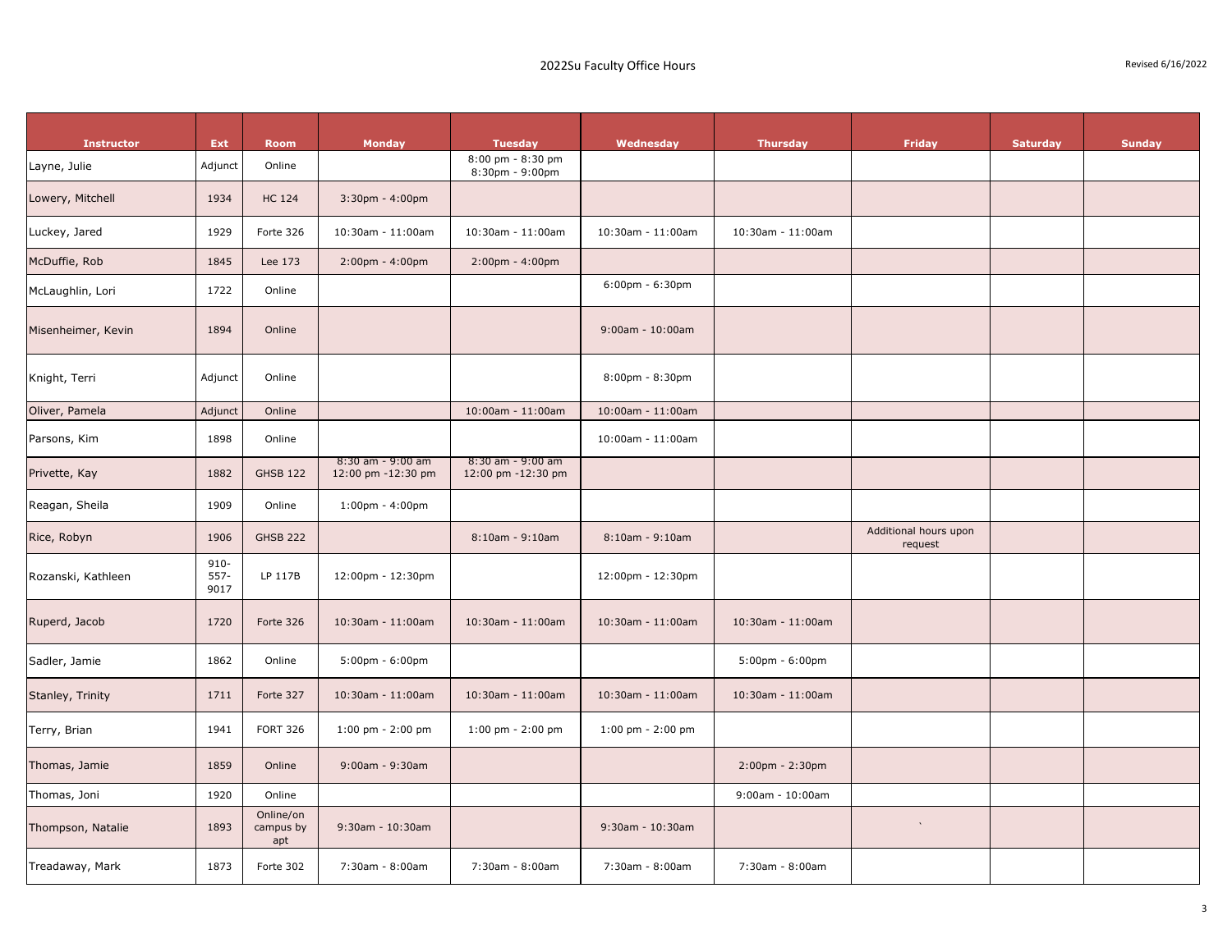# 2022Su Faculty Office Hours

Revised 6/16/2022

| Instructor | Ext | Room | Monday | Tuesday | Wednesday | Thursday | Friday | Saturday | Sunday |
|---|---|---|---|---|---|---|---|---|---|
| Layne, Julie | Adjunct | Online | | 8:00 pm - 8:30 pm<br>8:30pm - 9:00pm | | | | | |
| Lowery, Mitchell | 1934 | HC 124 | 3:30pm - 4:00pm | | | | | | |
| Luckey, Jared | 1929 | Forte 326 | 10:30am - 11:00am | 10:30am - 11:00am | 10:30am - 11:00am | 10:30am - 11:00am | | | |
| McDuffie, Rob | 1845 | Lee 173 | 2:00pm - 4:00pm | 2:00pm - 4:00pm | | | | | |
| McLaughlin, Lori | 1722 | Online | | | 6:00pm - 6:30pm | | | | |
| Misenheimer, Kevin | 1894 | Online | | | 9:00am - 10:00am | | | | |
| Knight, Terri | Adjunct | Online | | | 8:00pm - 8:30pm | | | | |
| Oliver, Pamela | Adjunct | Online | | 10:00am - 11:00am | 10:00am - 11:00am | | | | |
| Parsons, Kim | 1898 | Online | | | 10:00am - 11:00am | | | | |
| Privette, Kay | 1882 | GHSB 122 | 8:30 am - 9:00 am<br>12:00 pm -12:30 pm | 8:30 am - 9:00 am<br>12:00 pm -12:30 pm | | | | | |
| Reagan, Sheila | 1909 | Online | 1:00pm - 4:00pm | | | | | | |
| Rice, Robyn | 1906 | GHSB 222 | | 8:10am - 9:10am | 8:10am - 9:10am | | Additional hours upon request | | |
| Rozanski, Kathleen | 910-557-9017 | LP 117B | 12:00pm - 12:30pm | | 12:00pm - 12:30pm | | | | |
| Ruperd, Jacob | 1720 | Forte 326 | 10:30am - 11:00am | 10:30am - 11:00am | 10:30am - 11:00am | 10:30am - 11:00am | | | |
| Sadler, Jamie | 1862 | Online | 5:00pm - 6:00pm | | | 5:00pm - 6:00pm | | | |
| Stanley, Trinity | 1711 | Forte 327 | 10:30am - 11:00am | 10:30am - 11:00am | 10:30am - 11:00am | 10:30am - 11:00am | | | |
| Terry, Brian | 1941 | FORT 326 | 1:00 pm - 2:00 pm | 1:00 pm - 2:00 pm | 1:00 pm - 2:00 pm | | | | |
| Thomas, Jamie | 1859 | Online | 9:00am - 9:30am | | | 2:00pm - 2:30pm | | | |
| Thomas, Joni | 1920 | Online | | | | 9:00am - 10:00am | | | |
| Thompson, Natalie | 1893 | Online/on campus by apt | 9:30am - 10:30am | | 9:30am - 10:30am | | ` | | |
| Treadaway, Mark | 1873 | Forte 302 | 7:30am - 8:00am | 7:30am - 8:00am | 7:30am - 8:00am | 7:30am - 8:00am | | | |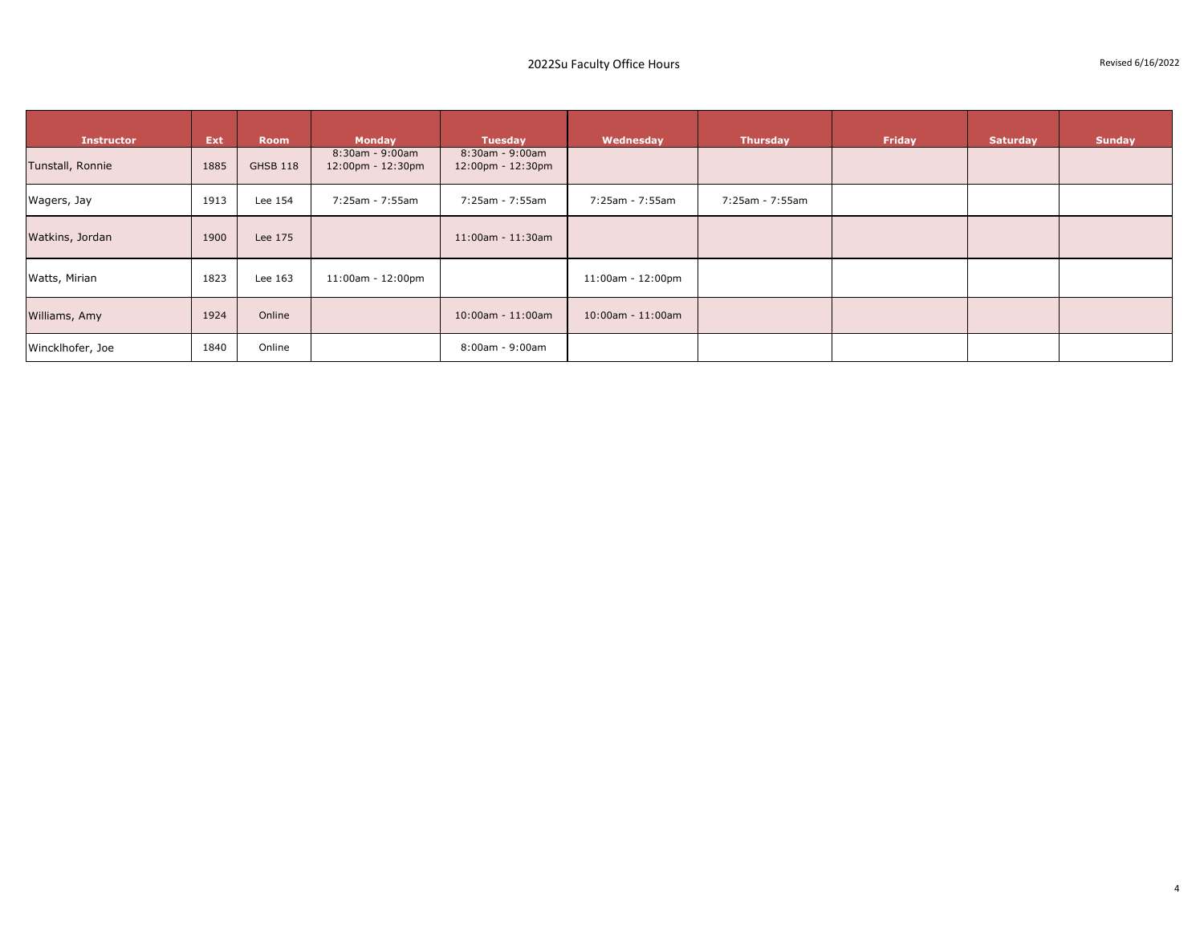2022Su Faculty Office Hours

Revised 6/16/2022

| Instructor | Ext | Room | Monday | Tuesday | Wednesday | Thursday | Friday | Saturday | Sunday |
|---|---|---|---|---|---|---|---|---|---|
| Tunstall, Ronnie | 1885 | GHSB 118 | 8:30am - 9:00am<br>12:00pm - 12:30pm | 8:30am - 9:00am<br>12:00pm - 12:30pm | | | | | |
| Wagers, Jay | 1913 | Lee 154 | 7:25am - 7:55am | 7:25am - 7:55am | 7:25am - 7:55am | 7:25am - 7:55am | | | |
| Watkins, Jordan | 1900 | Lee 175 | | 11:00am - 11:30am | | | | | |
| Watts, Mirian | 1823 | Lee 163 | 11:00am - 12:00pm | | 11:00am - 12:00pm | | | | |
| Williams, Amy | 1924 | Online | | 10:00am - 11:00am | 10:00am - 11:00am | | | | |
| Wincklhofer, Joe | 1840 | Online | | 8:00am - 9:00am | | | | | |